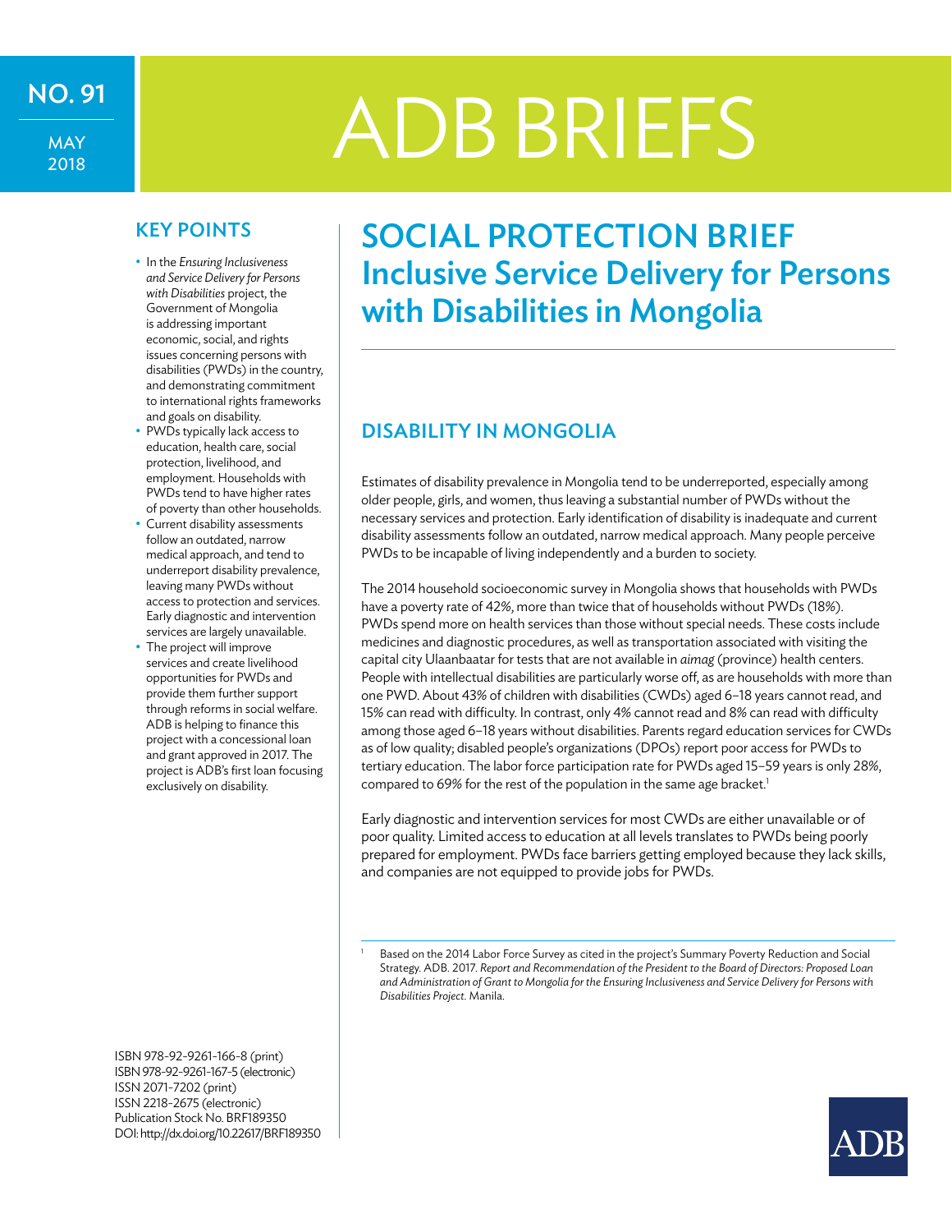NO. 91

MAY 2018

# ADB BRIEFS

## KEY POINTS

- In the *Ensuring Inclusiveness and Service Delivery for Persons with Disabilities* project, the Government of Mongolia is addressing important economic, social, and rights issues concerning persons with disabilities (PWDs) in the country, and demonstrating commitment to international rights frameworks and goals on disability.
- PWDs typically lack access to education, health care, social protection, livelihood, and employment. Households with PWDs tend to have higher rates of poverty than other households.
- Current disability assessments follow an outdated, narrow medical approach, and tend to underreport disability prevalence, leaving many PWDs without access to protection and services. Early diagnostic and intervention services are largely unavailable.
- The project will improve services and create livelihood opportunities for PWDs and provide them further support through reforms in social welfare. ADB is helping to finance this project with a concessional loan and grant approved in 2017. The project is ADB's first loan focusing exclusively on disability.

ISBN 978-92-9261-166-8 (print)
ISBN 978-92-9261-167-5 (electronic)
ISSN 2071-7202 (print)
ISSN 2218-2675 (electronic)
Publication Stock No. BRF189350
DOI: http://dx.doi.org/10.22617/BRF189350

# SOCIAL PROTECTION BRIEF
# Inclusive Service Delivery for Persons with Disabilities in Mongolia

## DISABILITY IN MONGOLIA

Estimates of disability prevalence in Mongolia tend to be underreported, especially among older people, girls, and women, thus leaving a substantial number of PWDs without the necessary services and protection. Early identification of disability is inadequate and current disability assessments follow an outdated, narrow medical approach. Many people perceive PWDs to be incapable of living independently and a burden to society.

The 2014 household socioeconomic survey in Mongolia shows that households with PWDs have a poverty rate of 42%, more than twice that of households without PWDs (18%). PWDs spend more on health services than those without special needs. These costs include medicines and diagnostic procedures, as well as transportation associated with visiting the capital city Ulaanbaatar for tests that are not available in *aimag* (province) health centers. People with intellectual disabilities are particularly worse off, as are households with more than one PWD. About 43% of children with disabilities (CWDs) aged 6–18 years cannot read, and 15% can read with difficulty. In contrast, only 4% cannot read and 8% can read with difficulty among those aged 6–18 years without disabilities. Parents regard education services for CWDs as of low quality; disabled people's organizations (DPOs) report poor access for PWDs to tertiary education. The labor force participation rate for PWDs aged 15–59 years is only 28%, compared to 69% for the rest of the population in the same age bracket.[1]

Early diagnostic and intervention services for most CWDs are either unavailable or of poor quality. Limited access to education at all levels translates to PWDs being poorly prepared for employment. PWDs face barriers getting employed because they lack skills, and companies are not equipped to provide jobs for PWDs.

[1] Based on the 2014 Labor Force Survey as cited in the project's Summary Poverty Reduction and Social Strategy. ADB. 2017. *Report and Recommendation of the President to the Board of Directors: Proposed Loan and Administration of Grant to Mongolia for the Ensuring Inclusiveness and Service Delivery for Persons with Disabilities Project.* Manila.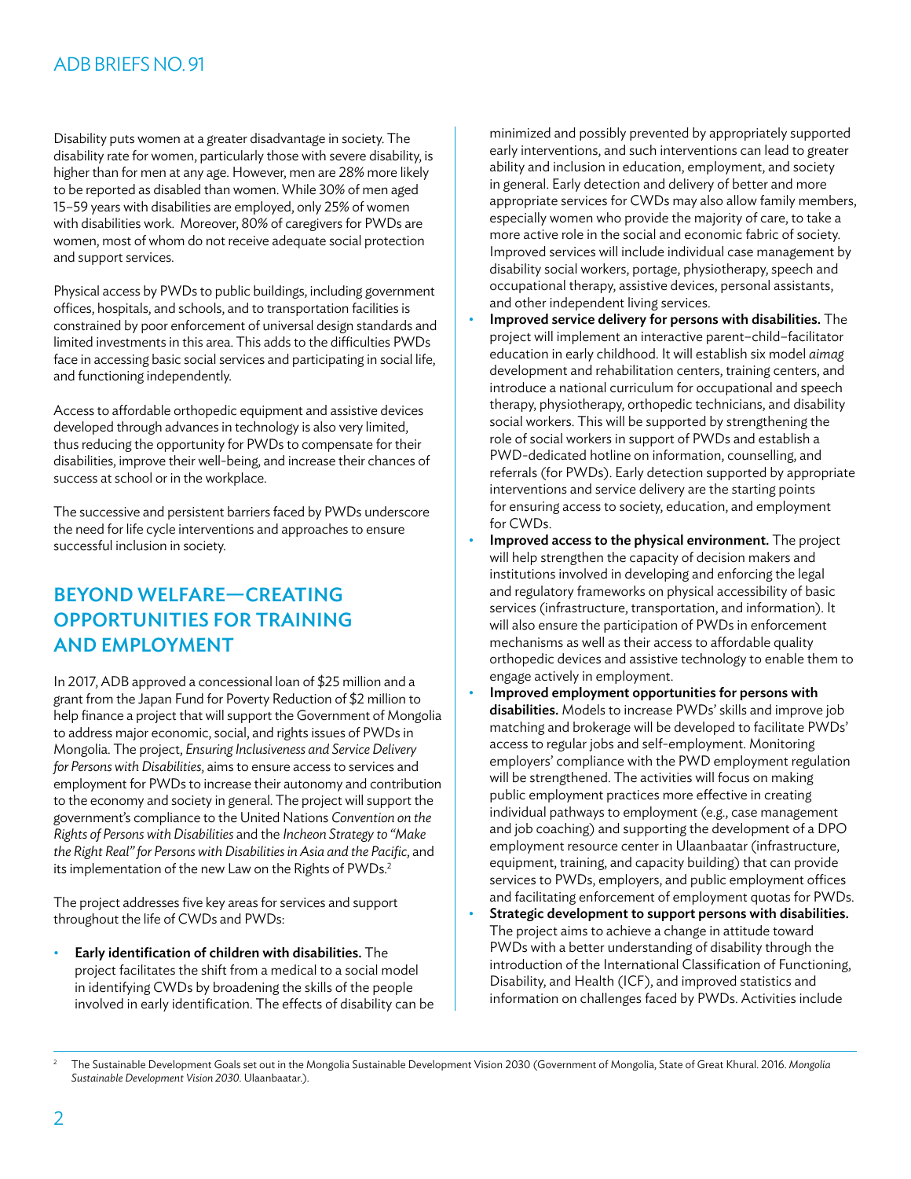Disability puts women at a greater disadvantage in society. The disability rate for women, particularly those with severe disability, is higher than for men at any age. However, men are 28% more likely to be reported as disabled than women. While 30% of men aged 15–59 years with disabilities are employed, only 25% of women with disabilities work. Moreover, 80% of caregivers for PWDs are women, most of whom do not receive adequate social protection and support services.

Physical access by PWDs to public buildings, including government offices, hospitals, and schools, and to transportation facilities is constrained by poor enforcement of universal design standards and limited investments in this area. This adds to the difficulties PWDs face in accessing basic social services and participating in social life, and functioning independently.

Access to affordable orthopedic equipment and assistive devices developed through advances in technology is also very limited, thus reducing the opportunity for PWDs to compensate for their disabilities, improve their well-being, and increase their chances of success at school or in the workplace.

The successive and persistent barriers faced by PWDs underscore the need for life cycle interventions and approaches to ensure successful inclusion in society.

## BEYOND WELFARE—CREATING OPPORTUNITIES FOR TRAINING AND EMPLOYMENT

In 2017, ADB approved a concessional loan of $25 million and a grant from the Japan Fund for Poverty Reduction of $2 million to help finance a project that will support the Government of Mongolia to address major economic, social, and rights issues of PWDs in Mongolia. The project, *Ensuring Inclusiveness and Service Delivery for Persons with Disabilities*, aims to ensure access to services and employment for PWDs to increase their autonomy and contribution to the economy and society in general. The project will support the government's compliance to the United Nations *Convention on the Rights of Persons with Disabilities* and the *Incheon Strategy to "Make the Right Real" for Persons with Disabilities in Asia and the Pacific*, and its implementation of the new Law on the Rights of PWDs.[2]

The project addresses five key areas for services and support throughout the life of CWDs and PWDs:

- **Early identification of children with disabilities.** The project facilitates the shift from a medical to a social model in identifying CWDs by broadening the skills of the people involved in early identification. The effects of disability can be minimized and possibly prevented by appropriately supported early interventions, and such interventions can lead to greater ability and inclusion in education, employment, and society in general. Early detection and delivery of better and more appropriate services for CWDs may also allow family members, especially women who provide the majority of care, to take a more active role in the social and economic fabric of society. Improved services will include individual case management by disability social workers, portage, physiotherapy, speech and occupational therapy, assistive devices, personal assistants, and other independent living services.
- **Improved service delivery for persons with disabilities.** The project will implement an interactive parent–child–facilitator education in early childhood. It will establish six model *aimag* development and rehabilitation centers, training centers, and introduce a national curriculum for occupational and speech therapy, physiotherapy, orthopedic technicians, and disability social workers. This will be supported by strengthening the role of social workers in support of PWDs and establish a PWD-dedicated hotline on information, counselling, and referrals (for PWDs). Early detection supported by appropriate interventions and service delivery are the starting points for ensuring access to society, education, and employment for CWDs.
- **Improved access to the physical environment.** The project will help strengthen the capacity of decision makers and institutions involved in developing and enforcing the legal and regulatory frameworks on physical accessibility of basic services (infrastructure, transportation, and information). It will also ensure the participation of PWDs in enforcement mechanisms as well as their access to affordable quality orthopedic devices and assistive technology to enable them to engage actively in employment.
- **Improved employment opportunities for persons with disabilities.** Models to increase PWDs' skills and improve job matching and brokerage will be developed to facilitate PWDs' access to regular jobs and self-employment. Monitoring employers' compliance with the PWD employment regulation will be strengthened. The activities will focus on making public employment practices more effective in creating individual pathways to employment (e.g., case management and job coaching) and supporting the development of a DPO employment resource center in Ulaanbaatar (infrastructure, equipment, training, and capacity building) that can provide services to PWDs, employers, and public employment offices and facilitating enforcement of employment quotas for PWDs.
- **Strategic development to support persons with disabilities.** The project aims to achieve a change in attitude toward PWDs with a better understanding of disability through the introduction of the International Classification of Functioning, Disability, and Health (ICF), and improved statistics and information on challenges faced by PWDs. Activities include

[2] The Sustainable Development Goals set out in the Mongolia Sustainable Development Vision 2030 (Government of Mongolia, State of Great Khural. 2016. *Mongolia Sustainable Development Vision 2030*. Ulaanbaatar.).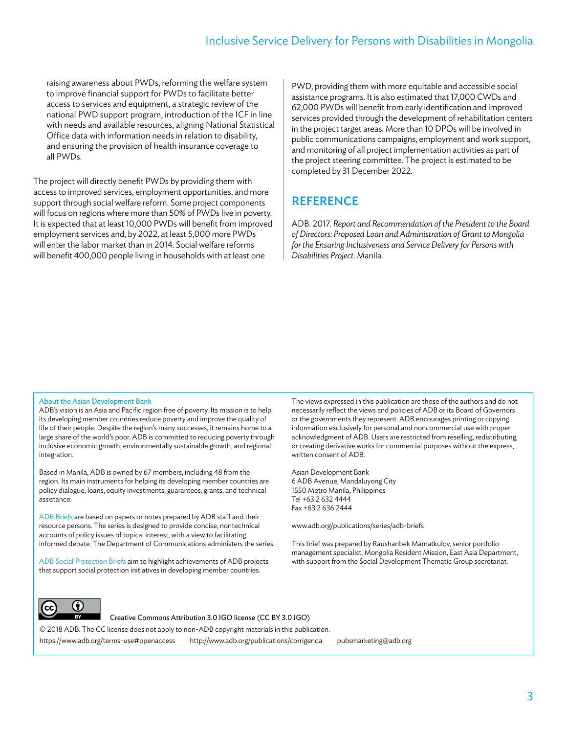raising awareness about PWDs, reforming the welfare system to improve financial support for PWDs to facilitate better access to services and equipment, a strategic review of the national PWD support program, introduction of the ICF in line with needs and available resources, aligning National Statistical Office data with information needs in relation to disability, and ensuring the provision of health insurance coverage to all PWDs.

The project will directly benefit PWDs by providing them with access to improved services, employment opportunities, and more support through social welfare reform. Some project components will focus on regions where more than 50% of PWDs live in poverty. It is expected that at least 10,000 PWDs will benefit from improved employment services and, by 2022, at least 5,000 more PWDs will enter the labor market than in 2014. Social welfare reforms will benefit 400,000 people living in households with at least one PWD, providing them with more equitable and accessible social assistance programs. It is also estimated that 17,000 CWDs and 62,000 PWDs will benefit from early identification and improved services provided through the development of rehabilitation centers in the project target areas. More than 10 DPOs will be involved in public communications campaigns, employment and work support, and monitoring of all project implementation activities as part of the project steering committee. The project is estimated to be completed by 31 December 2022.

## REFERENCE

ADB. 2017. *Report and Recommendation of the President to the Board of Directors: Proposed Loan and Administration of Grant to Mongolia for the Ensuring Inclusiveness and Service Delivery for Persons with Disabilities Project.* Manila.

---

About the Asian Development Bank

ADB's vision is an Asia and Pacific region free of poverty. Its mission is to help its developing member countries reduce poverty and improve the quality of life of their people. Despite the region's many successes, it remains home to a large share of the world's poor. ADB is committed to reducing poverty through inclusive economic growth, environmentally sustainable growth, and regional integration.

Based in Manila, ADB is owned by 67 members, including 48 from the region. Its main instruments for helping its developing member countries are policy dialogue, loans, equity investments, guarantees, grants, and technical assistance.

ADB Briefs are based on papers or notes prepared by ADB staff and their resource persons. The series is designed to provide concise, nontechnical accounts of policy issues of topical interest, with a view to facilitating informed debate. The Department of Communications administers the series.

ADB Social Protection Briefs aim to highlight achievements of ADB projects that support social protection initiatives in developing member countries.

The views expressed in this publication are those of the authors and do not necessarily reflect the views and policies of ADB or its Board of Governors or the governments they represent. ADB encourages printing or copying information exclusively for personal and noncommercial use with proper acknowledgment of ADB. Users are restricted from reselling, redistributing, or creating derivative works for commercial purposes without the express, written consent of ADB.

Asian Development Bank
6 ADB Avenue, Mandaluyong City
1550 Metro Manila, Philippines
Tel +63 2 632 4444
Fax +63 2 636 2444

www.adb.org/publications/series/adb-briefs

This brief was prepared by Raushanbek Mamatkulov, senior portfolio management specialist, Mongolia Resident Mission, East Asia Department, with support from the Social Development Thematic Group secretariat.

Creative Commons Attribution 3.0 IGO license (CC BY 3.0 IGO)

© 2018 ADB. The CC license does not apply to non-ADB copyright materials in this publication.

https://www.adb.org/terms-use#openaccess http://www.adb.org/publications/corrigenda pubsmarketing@adb.org